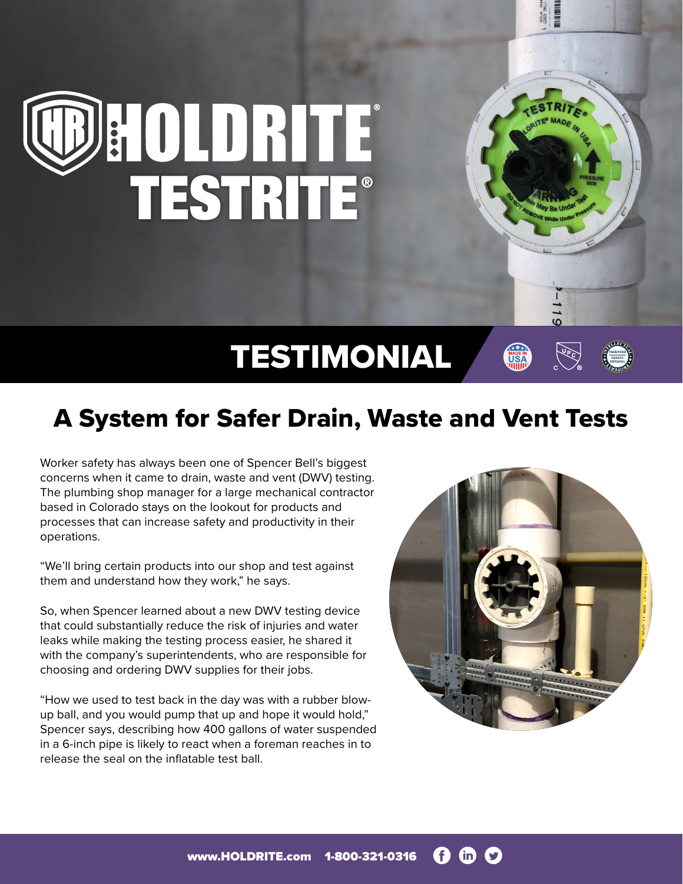# HOLDRITE® TESTRITE®

## TESTIMONIAL

# A System for Safer Drain, Waste and Vent Tests

Worker safety has always been one of Spencer Bell's biggest concerns when it came to drain, waste and vent (DWV) testing. The plumbing shop manager for a large mechanical contractor based in Colorado stays on the lookout for products and processes that can increase safety and productivity in their operations.

"We'll bring certain products into our shop and test against them and understand how they work," he says.

So, when Spencer learned about a new DWV testing device that could substantially reduce the risk of injuries and water leaks while making the testing process easier, he shared it with the company's superintendents, who are responsible for choosing and ordering DWV supplies for their jobs.

"How we used to test back in the day was with a rubber blow-up ball, and you would pump that up and hope it would hold," Spencer says, describing how 400 gallons of water suspended in a 6-inch pipe is likely to react when a foreman reaches in to release the seal on the inflatable test ball.

www.HOLDRITE.com 1-800-321-0316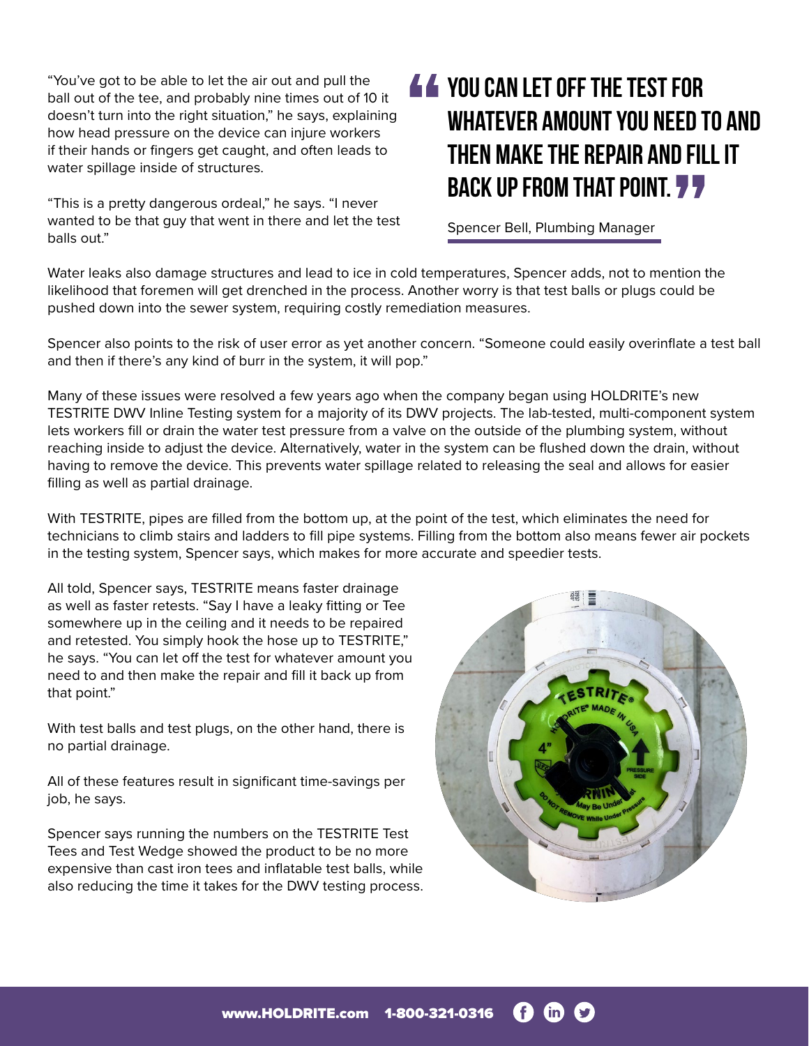"You've got to be able to let the air out and pull the ball out of the tee, and probably nine times out of 10 it doesn't turn into the right situation," he says, explaining how head pressure on the device can injure workers if their hands or fingers get caught, and often leads to water spillage inside of structures.

"This is a pretty dangerous ordeal," he says. "I never wanted to be that guy that went in there and let the test balls out."

> **"YOU CAN LET OFF THE TEST FOR WHATEVER AMOUNT YOU NEED TO AND THEN MAKE THE REPAIR AND FILL IT BACK UP FROM THAT POINT."**
>
> Spencer Bell, Plumbing Manager

Water leaks also damage structures and lead to ice in cold temperatures, Spencer adds, not to mention the likelihood that foremen will get drenched in the process. Another worry is that test balls or plugs could be pushed down into the sewer system, requiring costly remediation measures.

Spencer also points to the risk of user error as yet another concern. "Someone could easily overinflate a test ball and then if there's any kind of burr in the system, it will pop."

Many of these issues were resolved a few years ago when the company began using HOLDRITE's new TESTRITE DWV Inline Testing system for a majority of its DWV projects. The lab-tested, multi-component system lets workers fill or drain the water test pressure from a valve on the outside of the plumbing system, without reaching inside to adjust the device. Alternatively, water in the system can be flushed down the drain, without having to remove the device. This prevents water spillage related to releasing the seal and allows for easier filling as well as partial drainage.

With TESTRITE, pipes are filled from the bottom up, at the point of the test, which eliminates the need for technicians to climb stairs and ladders to fill pipe systems. Filling from the bottom also means fewer air pockets in the testing system, Spencer says, which makes for more accurate and speedier tests.

All told, Spencer says, TESTRITE means faster drainage as well as faster retests. "Say I have a leaky fitting or Tee somewhere up in the ceiling and it needs to be repaired and retested. You simply hook the hose up to TESTRITE," he says. "You can let off the test for whatever amount you need to and then make the repair and fill it back up from that point."

With test balls and test plugs, on the other hand, there is no partial drainage.

All of these features result in significant time-savings per job, he says.

Spencer says running the numbers on the TESTRITE Test Tees and Test Wedge showed the product to be no more expensive than cast iron tees and inflatable test balls, while also reducing the time it takes for the DWV testing process.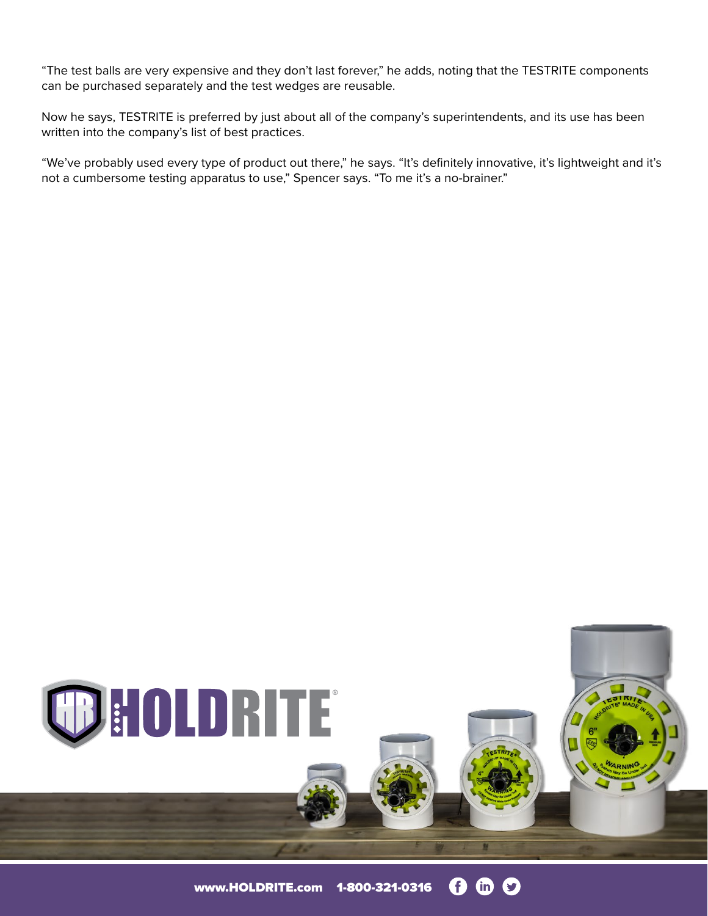"The test balls are very expensive and they don't last forever," he adds, noting that the TESTRITE components can be purchased separately and the test wedges are reusable.

Now he says, TESTRITE is preferred by just about all of the company's superintendents, and its use has been written into the company's list of best practices.

"We've probably used every type of product out there," he says. "It's definitely innovative, it's lightweight and it's not a cumbersome testing apparatus to use," Spencer says. "To me it's a no-brainer."

www.HOLDRITE.com 1-800-321-0316